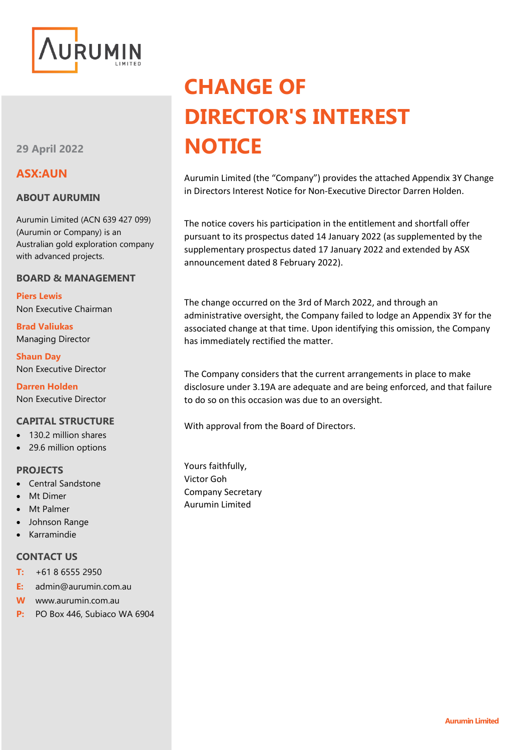# CHANGE OF DIRECTOR'S INTEREST NOTICE

Aurumin Limited (the "Company") provides the attached Appendix 3Y Change in Directors Interest Notice for Non-Executive Director Darren Holden.

The notice covers his participation in the entitlement and shortfall offer pursuant to its prospectus dated 14 January 2022 (as supplemented by the supplementary prospectus dated 17 January 2022 and extended by ASX announcement dated 8 February 2022).

The change occurred on the 3rd of March 2022, and through an administrative oversight, the Company failed to lodge an Appendix 3Y for the associated change at that time. Upon identifying this omission, the Company has immediately rectified the matter.

The Company considers that the current arrangements in place to make disclosure under 3.19A are adequate and are being enforced, and that failure to do so on this occasion was due to an oversight.

With approval from the Board of Directors.

Yours faithfully,
Victor Goh
Company Secretary
Aurumin Limited

**29 April 2022**

**ASX:AUN**

## ABOUT AURUMIN

Aurumin Limited (ACN 639 427 099) (Aurumin or Company) is an Australian gold exploration company with advanced projects.

## BOARD & MANAGEMENT

**Piers Lewis**
Non Executive Chairman

**Brad Valiukas**
Managing Director

**Shaun Day**
Non Executive Director

**Darren Holden**
Non Executive Director

## CAPITAL STRUCTURE

- 130.2 million shares
- 29.6 million options

## PROJECTS

- Central Sandstone
- Mt Dimer
- Mt Palmer
- Johnson Range
- Karramindie

## CONTACT US

**T:** +61 8 6555 2950
**E:** admin@aurumin.com.au
**W** www.aurumin.com.au
**P:** PO Box 446, Subiaco WA 6904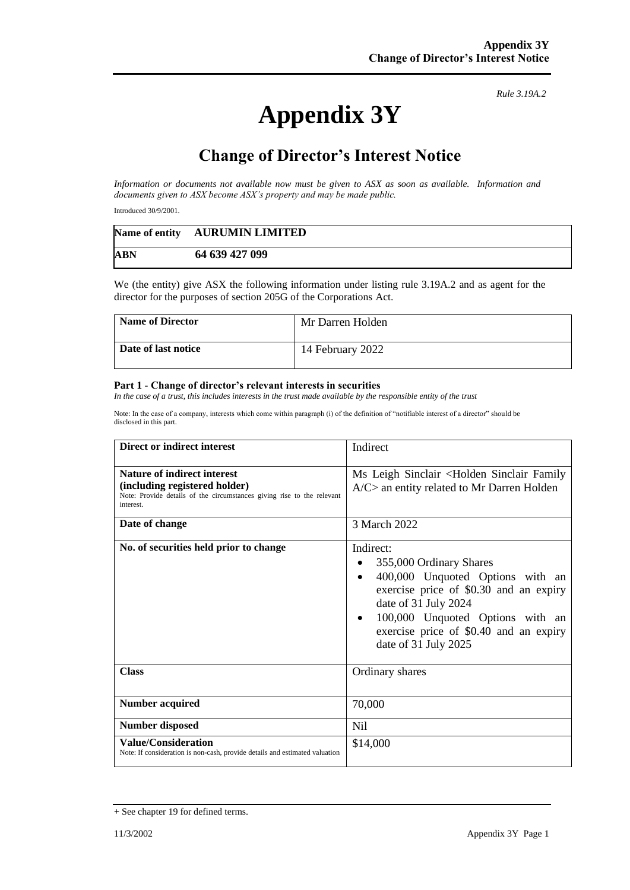*Rule 3.19A.2*

# Appendix 3Y

## Change of Director's Interest Notice

*Information or documents not available now must be given to ASX as soon as available. Information and documents given to ASX become ASX's property and may be made public.*

Introduced 30/9/2001.

| Name of entity | AURUMIN LIMITED |
|---|---|
| ABN | 64 639 427 099 |

We (the entity) give ASX the following information under listing rule 3.19A.2 and as agent for the director for the purposes of section 205G of the Corporations Act.

| Name of Director | Mr Darren Holden |
|---|---|
| Date of last notice | 14 February 2022 |

#### Part 1 - Change of director's relevant interests in securities

*In the case of a trust, this includes interests in the trust made available by the responsible entity of the trust*

Note: In the case of a company, interests which come within paragraph (i) of the definition of "notifiable interest of a director" should be disclosed in this part.

| | |
|---|---|
| **Direct or indirect interest** | Indirect |
| **Nature of indirect interest (including registered holder)**<br>Note: Provide details of the circumstances giving rise to the relevant interest. | Ms Leigh Sinclair <Holden Sinclair Family A/C> an entity related to Mr Darren Holden |
| **Date of change** | 3 March 2022 |
| **No. of securities held prior to change** | Indirect:<br>• 355,000 Ordinary Shares<br>• 400,000 Unquoted Options with an exercise price of $0.30 and an expiry date of 31 July 2024<br>• 100,000 Unquoted Options with an exercise price of $0.40 and an expiry date of 31 July 2025 |
| **Class** | Ordinary shares |
| **Number acquired** | 70,000 |
| **Number disposed** | Nil |
| **Value/Consideration**<br>Note: If consideration is non-cash, provide details and estimated valuation | $14,000 |

+ See chapter 19 for defined terms.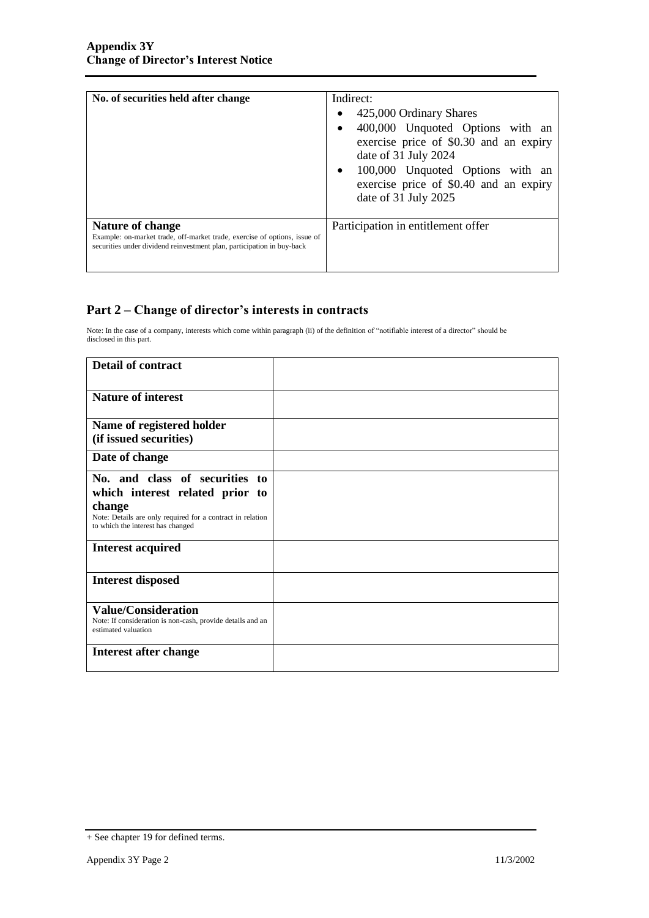| | |
|---|---|
| **No. of securities held after change** | Indirect:<br>• 425,000 Ordinary Shares<br>• 400,000 Unquoted Options with an exercise price of $0.30 and an expiry date of 31 July 2024<br>• 100,000 Unquoted Options with an exercise price of $0.40 and an expiry date of 31 July 2025 |
| **Nature of change**<br>Example: on-market trade, off-market trade, exercise of options, issue of securities under dividend reinvestment plan, participation in buy-back | Participation in entitlement offer |

## Part 2 – Change of director's interests in contracts

Note: In the case of a company, interests which come within paragraph (ii) of the definition of "notifiable interest of a director" should be disclosed in this part.

| | |
|---|---|
| **Detail of contract** | |
| **Nature of interest** | |
| **Name of registered holder (if issued securities)** | |
| **Date of change** | |
| **No. and class of securities to which interest related prior to change**<br>Note: Details are only required for a contract in relation to which the interest has changed | |
| **Interest acquired** | |
| **Interest disposed** | |
| **Value/Consideration**<br>Note: If consideration is non-cash, provide details and an estimated valuation | |
| **Interest after change** | |

+ See chapter 19 for defined terms.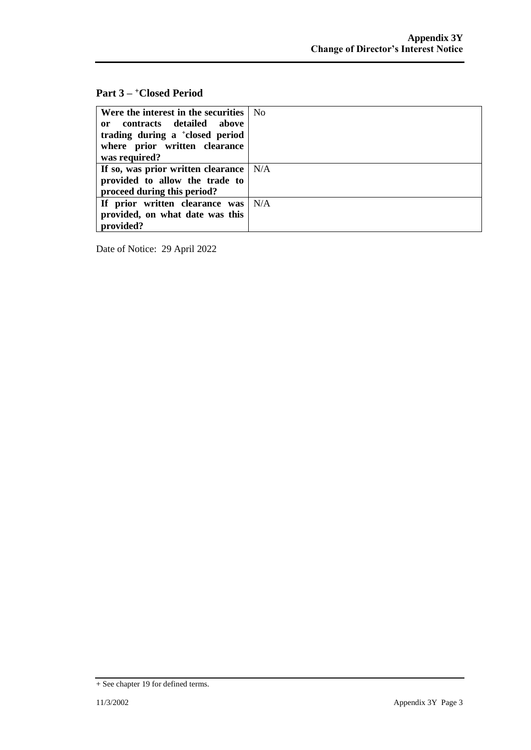## Part 3 – +Closed Period

| | |
|---|---|
| **Were the interest in the securities or contracts detailed above trading during a +closed period where prior written clearance was required?** | No |
| **If so, was prior written clearance provided to allow the trade to proceed during this period?** | N/A |
| **If prior written clearance was provided, on what date was this provided?** | N/A |

Date of Notice: 29 April 2022

+ See chapter 19 for defined terms.